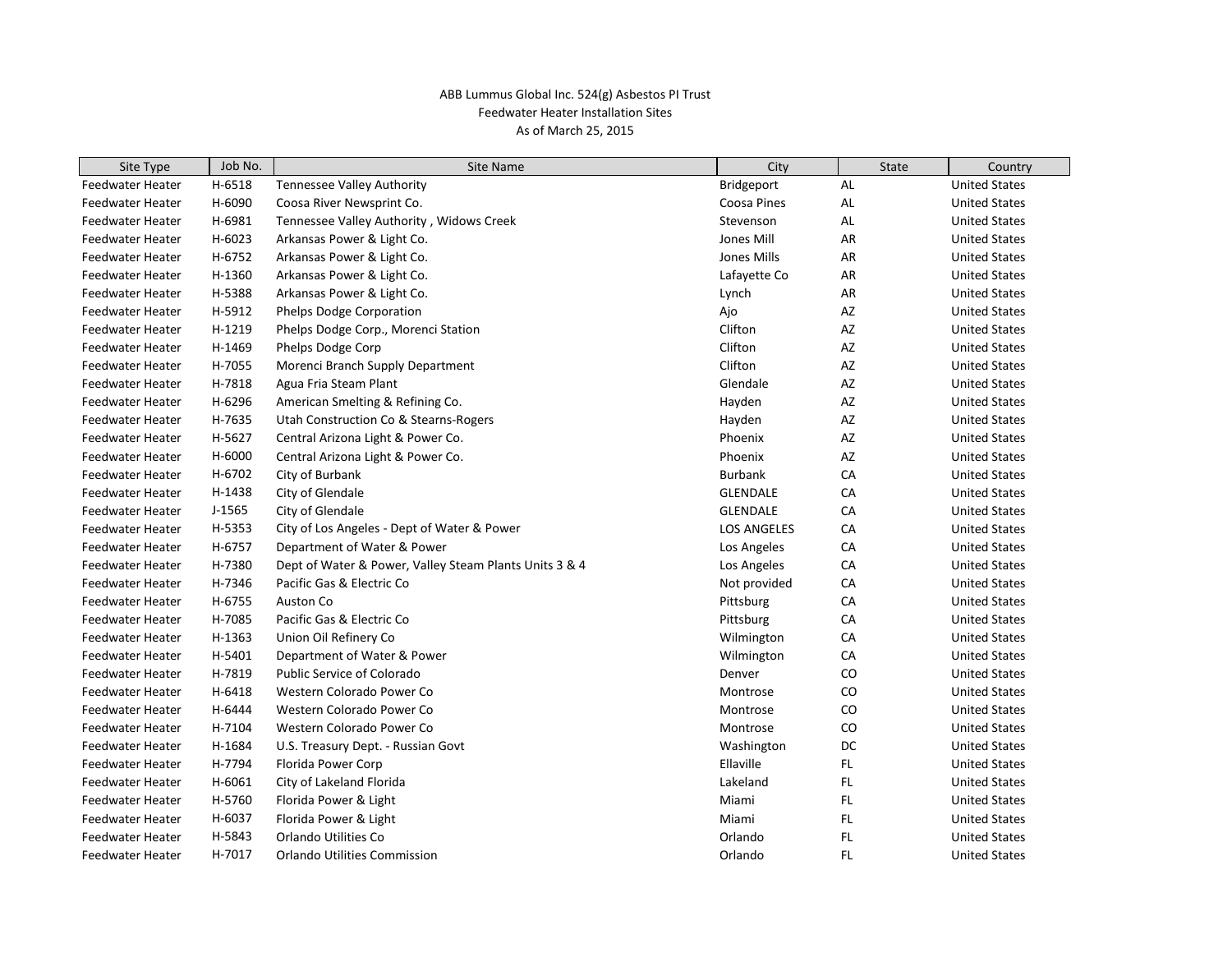ABB Lummus Global Inc. 524(g) Asbestos PI Trust

Feedwater Heater Installation Sites

As of March 25, 2015

| Site Type | Job No. | Site Name | City | State | Country |
|---|---|---|---|---|---|
| Feedwater Heater | H-6518 | Tennessee Valley Authority | Bridgeport | AL | United States |
| Feedwater Heater | H-6090 | Coosa River Newsprint Co. | Coosa Pines | AL | United States |
| Feedwater Heater | H-6981 | Tennessee Valley Authority , Widows Creek | Stevenson | AL | United States |
| Feedwater Heater | H-6023 | Arkansas Power & Light Co. | Jones Mill | AR | United States |
| Feedwater Heater | H-6752 | Arkansas Power & Light Co. | Jones Mills | AR | United States |
| Feedwater Heater | H-1360 | Arkansas Power & Light Co. | Lafayette Co | AR | United States |
| Feedwater Heater | H-5388 | Arkansas Power & Light Co. | Lynch | AR | United States |
| Feedwater Heater | H-5912 | Phelps Dodge Corporation | Ajo | AZ | United States |
| Feedwater Heater | H-1219 | Phelps Dodge Corp., Morenci Station | Clifton | AZ | United States |
| Feedwater Heater | H-1469 | Phelps Dodge Corp | Clifton | AZ | United States |
| Feedwater Heater | H-7055 | Morenci Branch Supply Department | Clifton | AZ | United States |
| Feedwater Heater | H-7818 | Agua Fria Steam Plant | Glendale | AZ | United States |
| Feedwater Heater | H-6296 | American Smelting & Refining Co. | Hayden | AZ | United States |
| Feedwater Heater | H-7635 | Utah Construction Co & Stearns-Rogers | Hayden | AZ | United States |
| Feedwater Heater | H-5627 | Central Arizona Light & Power Co. | Phoenix | AZ | United States |
| Feedwater Heater | H-6000 | Central Arizona Light & Power Co. | Phoenix | AZ | United States |
| Feedwater Heater | H-6702 | City of Burbank | Burbank | CA | United States |
| Feedwater Heater | H-1438 | City of Glendale | GLENDALE | CA | United States |
| Feedwater Heater | J-1565 | City of Glendale | GLENDALE | CA | United States |
| Feedwater Heater | H-5353 | City of Los Angeles - Dept of Water & Power | LOS ANGELES | CA | United States |
| Feedwater Heater | H-6757 | Department of Water & Power | Los Angeles | CA | United States |
| Feedwater Heater | H-7380 | Dept of Water & Power, Valley Steam Plants Units 3 & 4 | Los Angeles | CA | United States |
| Feedwater Heater | H-7346 | Pacific Gas & Electric Co | Not provided | CA | United States |
| Feedwater Heater | H-6755 | Auston Co | Pittsburg | CA | United States |
| Feedwater Heater | H-7085 | Pacific Gas & Electric Co | Pittsburg | CA | United States |
| Feedwater Heater | H-1363 | Union Oil Refinery Co | Wilmington | CA | United States |
| Feedwater Heater | H-5401 | Department of Water & Power | Wilmington | CA | United States |
| Feedwater Heater | H-7819 | Public Service of Colorado | Denver | CO | United States |
| Feedwater Heater | H-6418 | Western Colorado Power Co | Montrose | CO | United States |
| Feedwater Heater | H-6444 | Western Colorado Power Co | Montrose | CO | United States |
| Feedwater Heater | H-7104 | Western Colorado Power Co | Montrose | CO | United States |
| Feedwater Heater | H-1684 | U.S. Treasury Dept. - Russian Govt | Washington | DC | United States |
| Feedwater Heater | H-7794 | Florida Power Corp | Ellaville | FL | United States |
| Feedwater Heater | H-6061 | City of Lakeland Florida | Lakeland | FL | United States |
| Feedwater Heater | H-5760 | Florida Power & Light | Miami | FL | United States |
| Feedwater Heater | H-6037 | Florida Power & Light | Miami | FL | United States |
| Feedwater Heater | H-5843 | Orlando Utilities Co | Orlando | FL | United States |
| Feedwater Heater | H-7017 | Orlando Utilities Commission | Orlando | FL | United States |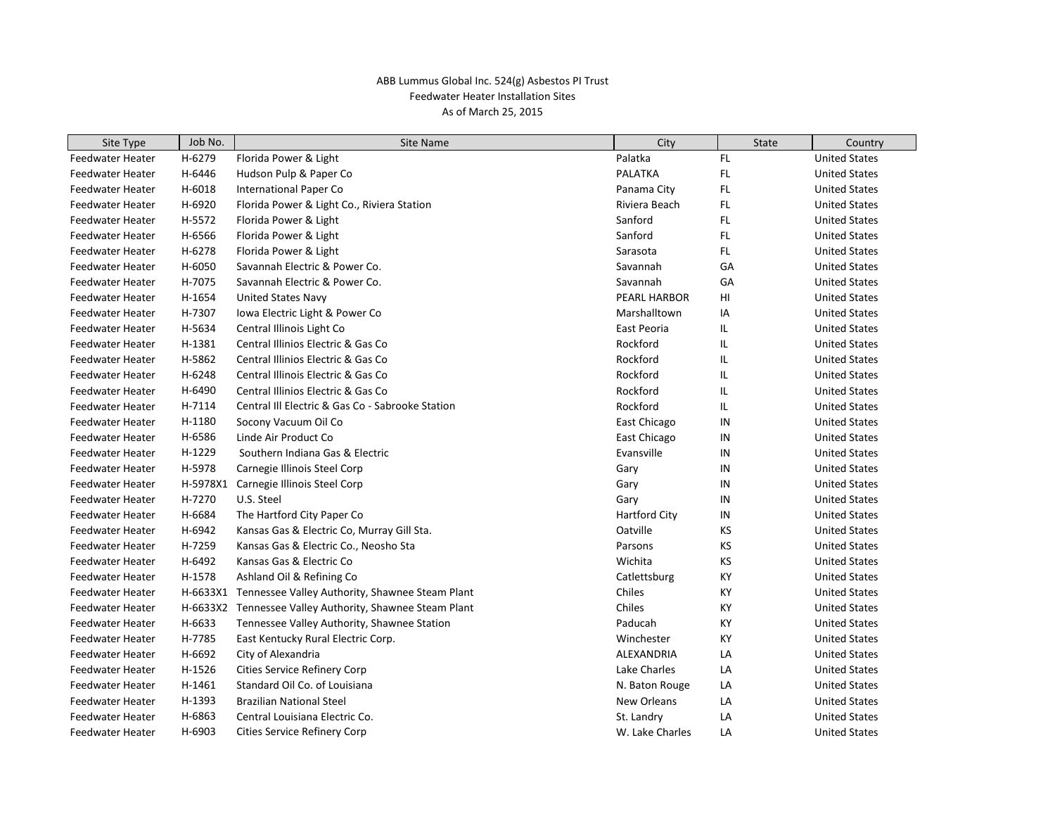ABB Lummus Global Inc. 524(g) Asbestos PI Trust
Feedwater Heater Installation Sites
As of March 25, 2015

| Site Type | Job No. | Site Name | City | State | Country |
|---|---|---|---|---|---|
| Feedwater Heater | H-6279 | Florida Power & Light | Palatka | FL | United States |
| Feedwater Heater | H-6446 | Hudson Pulp & Paper Co | PALATKA | FL | United States |
| Feedwater Heater | H-6018 | International Paper Co | Panama City | FL | United States |
| Feedwater Heater | H-6920 | Florida Power & Light Co., Riviera Station | Riviera Beach | FL | United States |
| Feedwater Heater | H-5572 | Florida Power & Light | Sanford | FL | United States |
| Feedwater Heater | H-6566 | Florida Power & Light | Sanford | FL | United States |
| Feedwater Heater | H-6278 | Florida Power & Light | Sarasota | FL | United States |
| Feedwater Heater | H-6050 | Savannah Electric & Power Co. | Savannah | GA | United States |
| Feedwater Heater | H-7075 | Savannah Electric & Power Co. | Savannah | GA | United States |
| Feedwater Heater | H-1654 | United States Navy | PEARL HARBOR | HI | United States |
| Feedwater Heater | H-7307 | Iowa Electric Light & Power Co | Marshalltown | IA | United States |
| Feedwater Heater | H-5634 | Central Illinois Light Co | East Peoria | IL | United States |
| Feedwater Heater | H-1381 | Central Illinios Electric & Gas Co | Rockford | IL | United States |
| Feedwater Heater | H-5862 | Central Illinios Electric & Gas Co | Rockford | IL | United States |
| Feedwater Heater | H-6248 | Central Illinios Electric & Gas Co | Rockford | IL | United States |
| Feedwater Heater | H-6490 | Central Illinios Electric & Gas Co | Rockford | IL | United States |
| Feedwater Heater | H-7114 | Central Ill Electric & Gas Co - Sabrooke Station | Rockford | IL | United States |
| Feedwater Heater | H-1180 | Socony Vacuum Oil Co | East Chicago | IN | United States |
| Feedwater Heater | H-6586 | Linde Air Product Co | East Chicago | IN | United States |
| Feedwater Heater | H-1229 | Southern Indiana Gas & Electric | Evansville | IN | United States |
| Feedwater Heater | H-5978 | Carnegie Illinois Steel Corp | Gary | IN | United States |
| Feedwater Heater | H-5978X1 | Carnegie Illinois Steel Corp | Gary | IN | United States |
| Feedwater Heater | H-7270 | U.S. Steel | Gary | IN | United States |
| Feedwater Heater | H-6684 | The Hartford City Paper Co | Hartford City | IN | United States |
| Feedwater Heater | H-6942 | Kansas Gas & Electric Co, Murray Gill Sta. | Oatville | KS | United States |
| Feedwater Heater | H-7259 | Kansas Gas & Electric Co., Neosho Sta | Parsons | KS | United States |
| Feedwater Heater | H-6492 | Kansas Gas & Electric Co | Wichita | KS | United States |
| Feedwater Heater | H-1578 | Ashland Oil & Refining Co | Catlettsburg | KY | United States |
| Feedwater Heater | H-6633X1 | Tennessee Valley Authority, Shawnee Steam Plant | Chiles | KY | United States |
| Feedwater Heater | H-6633X2 | Tennessee Valley Authority, Shawnee Steam Plant | Chiles | KY | United States |
| Feedwater Heater | H-6633 | Tennessee Valley Authority, Shawnee Station | Paducah | KY | United States |
| Feedwater Heater | H-7785 | East Kentucky Rural Electric Corp. | Winchester | KY | United States |
| Feedwater Heater | H-6692 | City of Alexandria | ALEXANDRIA | LA | United States |
| Feedwater Heater | H-1526 | Cities Service Refinery Corp | Lake Charles | LA | United States |
| Feedwater Heater | H-1461 | Standard Oil Co. of Louisiana | N. Baton Rouge | LA | United States |
| Feedwater Heater | H-1393 | Brazilian National Steel | New Orleans | LA | United States |
| Feedwater Heater | H-6863 | Central Louisiana Electric Co. | St. Landry | LA | United States |
| Feedwater Heater | H-6903 | Cities Service Refinery Corp | W. Lake Charles | LA | United States |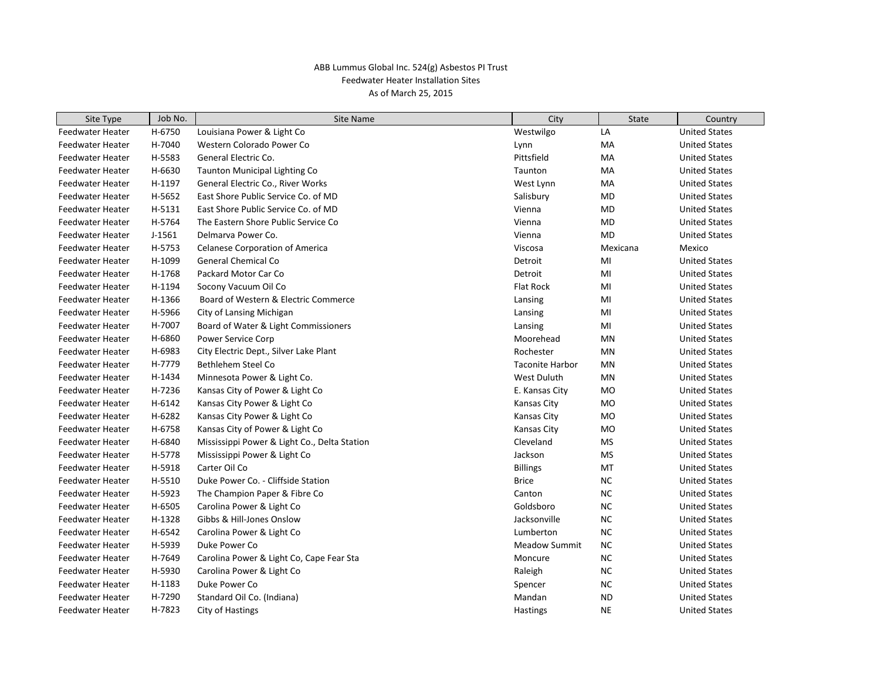ABB Lummus Global Inc. 524(g) Asbestos PI Trust
Feedwater Heater Installation Sites
As of March 25, 2015

| Site Type | Job No. | Site Name | City | State | Country |
|---|---|---|---|---|---|
| Feedwater Heater | H-6750 | Louisiana Power & Light Co | Westwilgo | LA | United States |
| Feedwater Heater | H-7040 | Western Colorado Power Co | Lynn | MA | United States |
| Feedwater Heater | H-5583 | General Electric Co. | Pittsfield | MA | United States |
| Feedwater Heater | H-6630 | Taunton Municipal Lighting Co | Taunton | MA | United States |
| Feedwater Heater | H-1197 | General Electric Co., River Works | West Lynn | MA | United States |
| Feedwater Heater | H-5652 | East Shore Public Service Co. of MD | Salisbury | MD | United States |
| Feedwater Heater | H-5131 | East Shore Public Service Co. of MD | Vienna | MD | United States |
| Feedwater Heater | H-5764 | The Eastern Shore Public Service Co | Vienna | MD | United States |
| Feedwater Heater | J-1561 | Delmarva Power Co. | Vienna | MD | United States |
| Feedwater Heater | H-5753 | Celanese Corporation of America | Viscosa | Mexicana | Mexico |
| Feedwater Heater | H-1099 | General Chemical Co | Detroit | MI | United States |
| Feedwater Heater | H-1768 | Packard Motor Car Co | Detroit | MI | United States |
| Feedwater Heater | H-1194 | Socony Vacuum Oil Co | Flat Rock | MI | United States |
| Feedwater Heater | H-1366 | Board of Western & Electric Commerce | Lansing | MI | United States |
| Feedwater Heater | H-5966 | City of Lansing Michigan | Lansing | MI | United States |
| Feedwater Heater | H-7007 | Board of Water & Light Commissioners | Lansing | MI | United States |
| Feedwater Heater | H-6860 | Power Service Corp | Moorehead | MN | United States |
| Feedwater Heater | H-6983 | City Electric Dept., Silver Lake Plant | Rochester | MN | United States |
| Feedwater Heater | H-7779 | Bethlehem Steel Co | Taconite Harbor | MN | United States |
| Feedwater Heater | H-1434 | Minnesota Power & Light Co. | West Duluth | MN | United States |
| Feedwater Heater | H-7236 | Kansas City of Power & Light Co | E. Kansas City | MO | United States |
| Feedwater Heater | H-6142 | Kansas City Power & Light Co | Kansas City | MO | United States |
| Feedwater Heater | H-6282 | Kansas City Power & Light Co | Kansas City | MO | United States |
| Feedwater Heater | H-6758 | Kansas City of Power & Light Co | Kansas City | MO | United States |
| Feedwater Heater | H-6840 | Mississippi Power & Light Co., Delta Station | Cleveland | MS | United States |
| Feedwater Heater | H-5778 | Mississippi Power & Light Co | Jackson | MS | United States |
| Feedwater Heater | H-5918 | Carter Oil Co | Billings | MT | United States |
| Feedwater Heater | H-5510 | Duke Power Co. - Cliffside Station | Brice | NC | United States |
| Feedwater Heater | H-5923 | The Champion Paper & Fibre Co | Canton | NC | United States |
| Feedwater Heater | H-6505 | Carolina Power & Light Co | Goldsboro | NC | United States |
| Feedwater Heater | H-1328 | Gibbs & Hill-Jones Onslow | Jacksonville | NC | United States |
| Feedwater Heater | H-6542 | Carolina Power & Light Co | Lumberton | NC | United States |
| Feedwater Heater | H-5939 | Duke Power Co | Meadow Summit | NC | United States |
| Feedwater Heater | H-7649 | Carolina Power & Light Co, Cape Fear Sta | Moncure | NC | United States |
| Feedwater Heater | H-5930 | Carolina Power & Light Co | Raleigh | NC | United States |
| Feedwater Heater | H-1183 | Duke Power Co | Spencer | NC | United States |
| Feedwater Heater | H-7290 | Standard Oil Co. (Indiana) | Mandan | ND | United States |
| Feedwater Heater | H-7823 | City of Hastings | Hastings | NE | United States |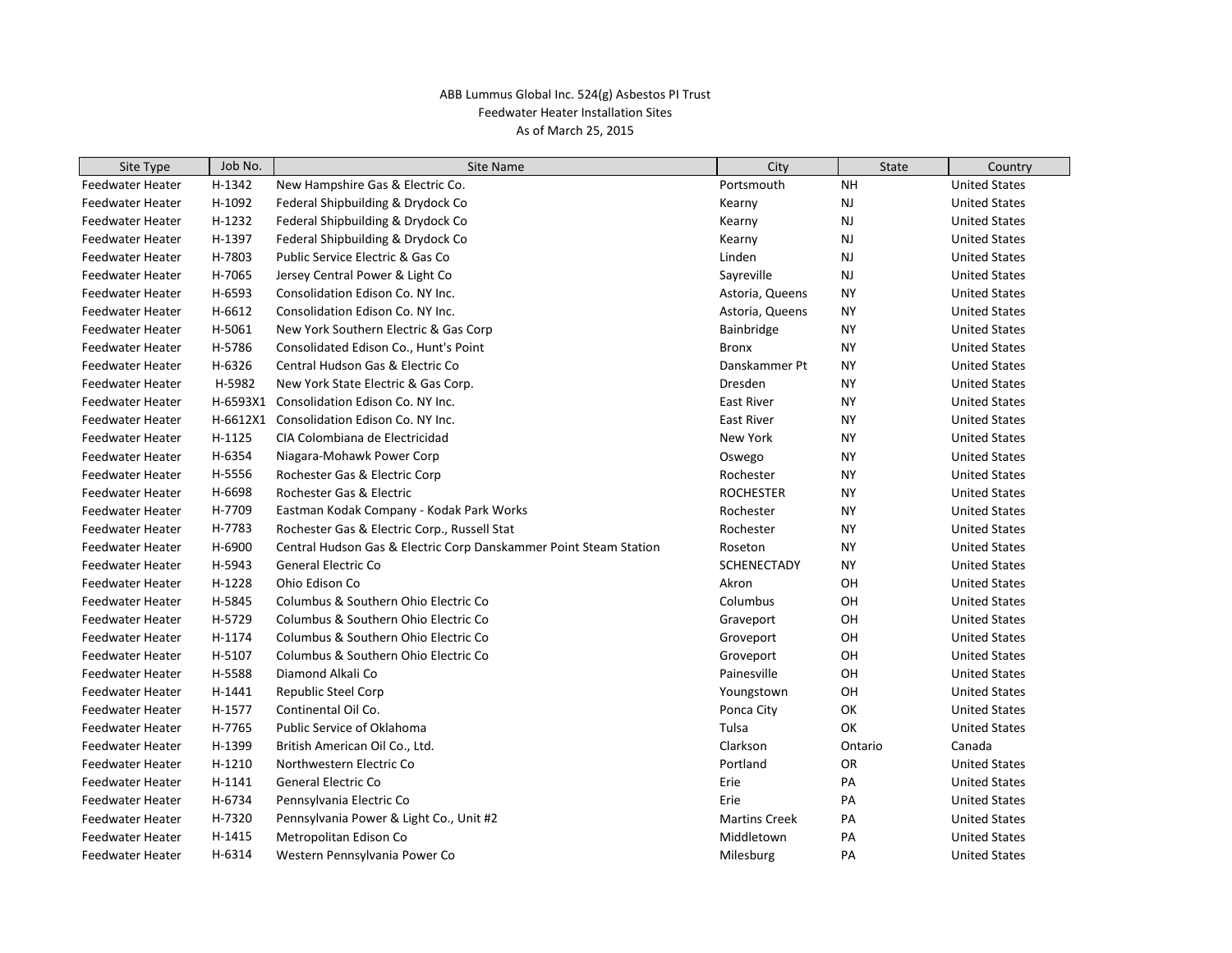ABB Lummus Global Inc. 524(g) Asbestos PI Trust
Feedwater Heater Installation Sites
As of March 25, 2015

| Site Type | Job No. | Site Name | City | State | Country |
|---|---|---|---|---|---|
| Feedwater Heater | H-1342 | New Hampshire Gas & Electric Co. | Portsmouth | NH | United States |
| Feedwater Heater | H-1092 | Federal Shipbuilding & Drydock Co | Kearny | NJ | United States |
| Feedwater Heater | H-1232 | Federal Shipbuilding & Drydock Co | Kearny | NJ | United States |
| Feedwater Heater | H-1397 | Federal Shipbuilding & Drydock Co | Kearny | NJ | United States |
| Feedwater Heater | H-7803 | Public Service Electric & Gas Co | Linden | NJ | United States |
| Feedwater Heater | H-7065 | Jersey Central Power & Light Co | Sayreville | NJ | United States |
| Feedwater Heater | H-6593 | Consolidation Edison Co. NY Inc. | Astoria, Queens | NY | United States |
| Feedwater Heater | H-6612 | Consolidation Edison Co. NY Inc. | Astoria, Queens | NY | United States |
| Feedwater Heater | H-5061 | New York Southern Electric & Gas Corp | Bainbridge | NY | United States |
| Feedwater Heater | H-5786 | Consolidated Edison Co., Hunt's Point | Bronx | NY | United States |
| Feedwater Heater | H-6326 | Central Hudson Gas & Electric Co | Danskammer Pt | NY | United States |
| Feedwater Heater | H-5982 | New York State Electric & Gas Corp. | Dresden | NY | United States |
| Feedwater Heater | H-6593X1 | Consolidation Edison Co. NY Inc. | East River | NY | United States |
| Feedwater Heater | H-6612X1 | Consolidation Edison Co. NY Inc. | East River | NY | United States |
| Feedwater Heater | H-1125 | CIA Colombiana de Electricidad | New York | NY | United States |
| Feedwater Heater | H-6354 | Niagara-Mohawk Power Corp | Oswego | NY | United States |
| Feedwater Heater | H-5556 | Rochester Gas & Electric Corp | Rochester | NY | United States |
| Feedwater Heater | H-6698 | Rochester Gas & Electric | ROCHESTER | NY | United States |
| Feedwater Heater | H-7709 | Eastman Kodak Company - Kodak Park Works | Rochester | NY | United States |
| Feedwater Heater | H-7783 | Rochester Gas & Electric Corp., Russell Stat | Rochester | NY | United States |
| Feedwater Heater | H-6900 | Central Hudson Gas & Electric Corp Danskammer Point Steam Station | Roseton | NY | United States |
| Feedwater Heater | H-5943 | General Electric Co | SCHENECTADY | NY | United States |
| Feedwater Heater | H-1228 | Ohio Edison Co | Akron | OH | United States |
| Feedwater Heater | H-5845 | Columbus & Southern Ohio Electric Co | Columbus | OH | United States |
| Feedwater Heater | H-5729 | Columbus & Southern Ohio Electric Co | Graveport | OH | United States |
| Feedwater Heater | H-1174 | Columbus & Southern Ohio Electric Co | Groveport | OH | United States |
| Feedwater Heater | H-5107 | Columbus & Southern Ohio Electric Co | Groveport | OH | United States |
| Feedwater Heater | H-5588 | Diamond Alkali Co | Painesville | OH | United States |
| Feedwater Heater | H-1441 | Republic Steel Corp | Youngstown | OH | United States |
| Feedwater Heater | H-1577 | Continental Oil Co. | Ponca City | OK | United States |
| Feedwater Heater | H-7765 | Public Service of Oklahoma | Tulsa | OK | United States |
| Feedwater Heater | H-1399 | British American Oil Co., Ltd. | Clarkson | Ontario | Canada |
| Feedwater Heater | H-1210 | Northwestern Electric Co | Portland | OR | United States |
| Feedwater Heater | H-1141 | General Electric Co | Erie | PA | United States |
| Feedwater Heater | H-6734 | Pennsylvania Electric Co | Erie | PA | United States |
| Feedwater Heater | H-7320 | Pennsylvania Power & Light Co., Unit #2 | Martins Creek | PA | United States |
| Feedwater Heater | H-1415 | Metropolitan Edison Co | Middletown | PA | United States |
| Feedwater Heater | H-6314 | Western Pennsylvania Power Co | Milesburg | PA | United States |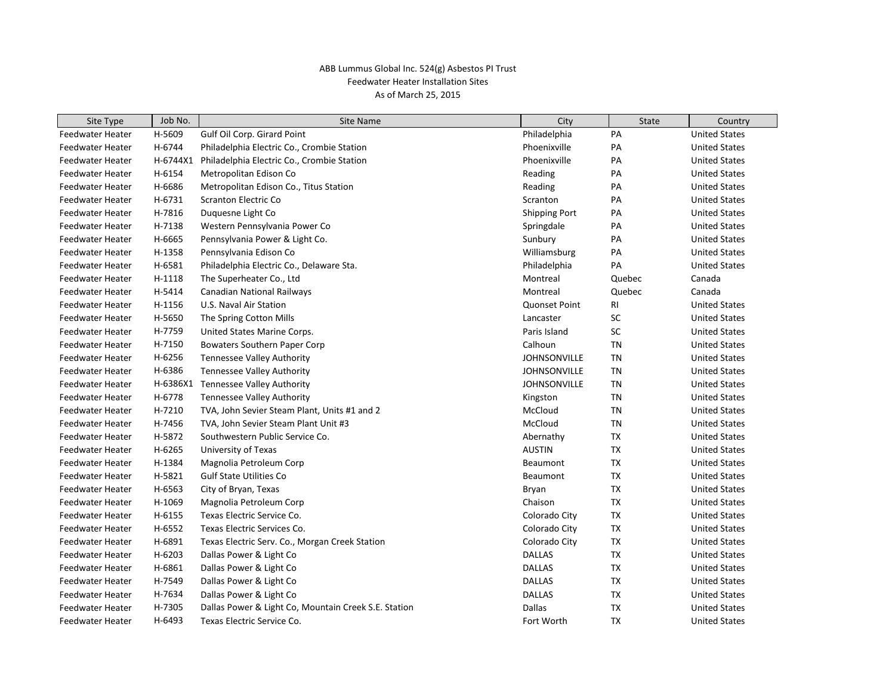ABB Lummus Global Inc. 524(g) Asbestos PI Trust
Feedwater Heater Installation Sites
As of March 25, 2015

| Site Type | Job No. | Site Name | City | State | Country |
|---|---|---|---|---|---|
| Feedwater Heater | H-5609 | Gulf Oil Corp. Girard Point | Philadelphia | PA | United States |
| Feedwater Heater | H-6744 | Philadelphia Electric Co., Crombie Station | Phoenixville | PA | United States |
| Feedwater Heater | H-6744X1 | Philadelphia Electric Co., Crombie Station | Phoenixville | PA | United States |
| Feedwater Heater | H-6154 | Metropolitan Edison Co | Reading | PA | United States |
| Feedwater Heater | H-6686 | Metropolitan Edison Co., Titus Station | Reading | PA | United States |
| Feedwater Heater | H-6731 | Scranton Electric Co | Scranton | PA | United States |
| Feedwater Heater | H-7816 | Duquesne Light Co | Shipping Port | PA | United States |
| Feedwater Heater | H-7138 | Western Pennsylvania Power Co | Springdale | PA | United States |
| Feedwater Heater | H-6665 | Pennsylvania Power & Light Co. | Sunbury | PA | United States |
| Feedwater Heater | H-1358 | Pennsylvania Edison Co | Williamsburg | PA | United States |
| Feedwater Heater | H-6581 | Philadelphia Electric Co., Delaware Sta. | Philadelphia | PA | United States |
| Feedwater Heater | H-1118 | The Superheater Co., Ltd | Montreal | Quebec | Canada |
| Feedwater Heater | H-5414 | Canadian National Railways | Montreal | Quebec | Canada |
| Feedwater Heater | H-1156 | U.S. Naval Air Station | Quonset Point | RI | United States |
| Feedwater Heater | H-5650 | The Spring Cotton Mills | Lancaster | SC | United States |
| Feedwater Heater | H-7759 | United States Marine Corps. | Paris Island | SC | United States |
| Feedwater Heater | H-7150 | Bowaters Southern Paper Corp | Calhoun | TN | United States |
| Feedwater Heater | H-6256 | Tennessee Valley Authority | JOHNSONVILLE | TN | United States |
| Feedwater Heater | H-6386 | Tennessee Valley Authority | JOHNSONVILLE | TN | United States |
| Feedwater Heater | H-6386X1 | Tennessee Valley Authority | JOHNSONVILLE | TN | United States |
| Feedwater Heater | H-6778 | Tennessee Valley Authority | Kingston | TN | United States |
| Feedwater Heater | H-7210 | TVA, John Sevier Steam Plant, Units #1 and 2 | McCloud | TN | United States |
| Feedwater Heater | H-7456 | TVA, John Sevier Steam Plant Unit #3 | McCloud | TN | United States |
| Feedwater Heater | H-5872 | Southwestern Public Service Co. | Abernathy | TX | United States |
| Feedwater Heater | H-6265 | University of Texas | AUSTIN | TX | United States |
| Feedwater Heater | H-1384 | Magnolia Petroleum Corp | Beaumont | TX | United States |
| Feedwater Heater | H-5821 | Gulf State Utilities Co | Beaumont | TX | United States |
| Feedwater Heater | H-6563 | City of Bryan, Texas | Bryan | TX | United States |
| Feedwater Heater | H-1069 | Magnolia Petroleum Corp | Chaison | TX | United States |
| Feedwater Heater | H-6155 | Texas Electric Service Co. | Colorado City | TX | United States |
| Feedwater Heater | H-6552 | Texas Electric Services Co. | Colorado City | TX | United States |
| Feedwater Heater | H-6891 | Texas Electric Serv. Co., Morgan Creek Station | Colorado City | TX | United States |
| Feedwater Heater | H-6203 | Dallas Power & Light Co | DALLAS | TX | United States |
| Feedwater Heater | H-6861 | Dallas Power & Light Co | DALLAS | TX | United States |
| Feedwater Heater | H-7549 | Dallas Power & Light Co | DALLAS | TX | United States |
| Feedwater Heater | H-7634 | Dallas Power & Light Co | DALLAS | TX | United States |
| Feedwater Heater | H-7305 | Dallas Power & Light Co, Mountain Creek S.E. Station | Dallas | TX | United States |
| Feedwater Heater | H-6493 | Texas Electric Service Co. | Fort Worth | TX | United States |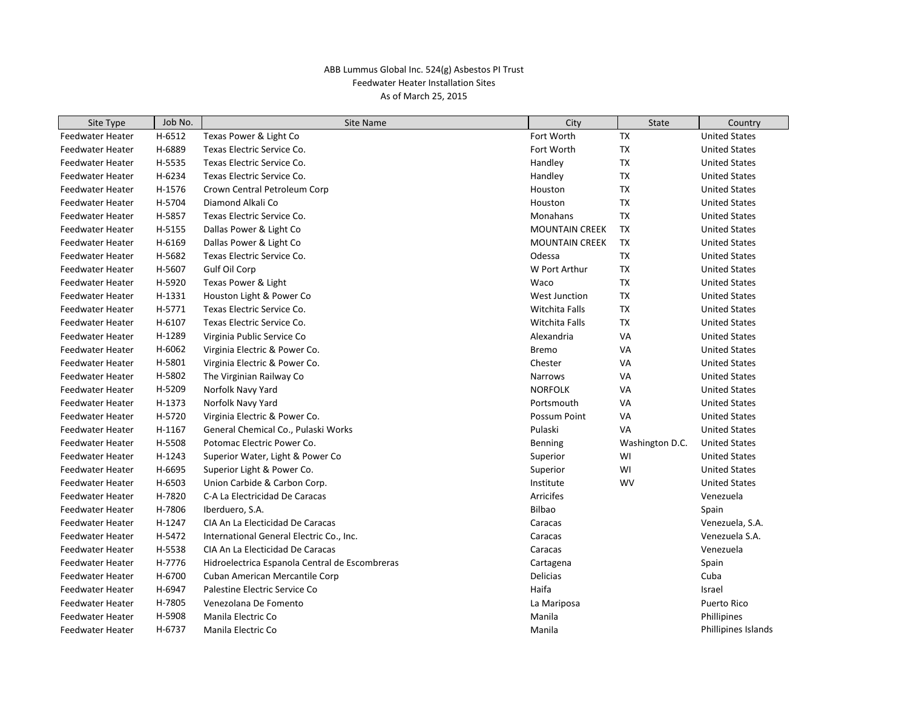ABB Lummus Global Inc. 524(g) Asbestos PI Trust
Feedwater Heater Installation Sites
As of March 25, 2015

| Site Type | Job No. | Site Name | City | State | Country |
|---|---|---|---|---|---|
| Feedwater Heater | H-6512 | Texas Power & Light Co | Fort Worth | TX | United States |
| Feedwater Heater | H-6889 | Texas Electric Service Co. | Fort Worth | TX | United States |
| Feedwater Heater | H-5535 | Texas Electric Service Co. | Handley | TX | United States |
| Feedwater Heater | H-6234 | Texas Electric Service Co. | Handley | TX | United States |
| Feedwater Heater | H-1576 | Crown Central Petroleum Corp | Houston | TX | United States |
| Feedwater Heater | H-5704 | Diamond Alkali Co | Houston | TX | United States |
| Feedwater Heater | H-5857 | Texas Electric Service Co. | Monahans | TX | United States |
| Feedwater Heater | H-5155 | Dallas Power & Light Co | MOUNTAIN CREEK | TX | United States |
| Feedwater Heater | H-6169 | Dallas Power & Light Co | MOUNTAIN CREEK | TX | United States |
| Feedwater Heater | H-5682 | Texas Electric Service Co. | Odessa | TX | United States |
| Feedwater Heater | H-5607 | Gulf Oil Corp | W Port Arthur | TX | United States |
| Feedwater Heater | H-5920 | Texas Power & Light | Waco | TX | United States |
| Feedwater Heater | H-1331 | Houston Light & Power Co | West Junction | TX | United States |
| Feedwater Heater | H-5771 | Texas Electric Service Co. | Witchita Falls | TX | United States |
| Feedwater Heater | H-6107 | Texas Electric Service Co. | Witchita Falls | TX | United States |
| Feedwater Heater | H-1289 | Virginia Public Service Co | Alexandria | VA | United States |
| Feedwater Heater | H-6062 | Virginia Electric & Power Co. | Bremo | VA | United States |
| Feedwater Heater | H-5801 | Virginia Electric & Power Co. | Chester | VA | United States |
| Feedwater Heater | H-5802 | The Virginian Railway Co | Narrows | VA | United States |
| Feedwater Heater | H-5209 | Norfolk Navy Yard | NORFOLK | VA | United States |
| Feedwater Heater | H-1373 | Norfolk Navy Yard | Portsmouth | VA | United States |
| Feedwater Heater | H-5720 | Virginia Electric & Power Co. | Possum Point | VA | United States |
| Feedwater Heater | H-1167 | General Chemical Co., Pulaski Works | Pulaski | VA | United States |
| Feedwater Heater | H-5508 | Potomac Electric Power Co. | Benning | Washington D.C. | United States |
| Feedwater Heater | H-1243 | Superior Water, Light & Power Co | Superior | WI | United States |
| Feedwater Heater | H-6695 | Superior Light & Power Co. | Superior | WI | United States |
| Feedwater Heater | H-6503 | Union Carbide & Carbon Corp. | Institute | WV | United States |
| Feedwater Heater | H-7820 | C-A La Electricidad De Caracas | Arricifes | | Venezuela |
| Feedwater Heater | H-7806 | Iberduero, S.A. | Bilbao | | Spain |
| Feedwater Heater | H-1247 | CIA An La Electicidad De Caracas | Caracas | | Venezuela, S.A. |
| Feedwater Heater | H-5472 | International General Electric Co., Inc. | Caracas | | Venezuela S.A. |
| Feedwater Heater | H-5538 | CIA An La Electicidad De Caracas | Caracas | | Venezuela |
| Feedwater Heater | H-7776 | Hidroelectrica Espanola Central de Escombreras | Cartagena | | Spain |
| Feedwater Heater | H-6700 | Cuban American Mercantile Corp | Delicias | | Cuba |
| Feedwater Heater | H-6947 | Palestine Electric Service Co | Haifa | | Israel |
| Feedwater Heater | H-7805 | Venezolana De Fomento | La Mariposa | | Puerto Rico |
| Feedwater Heater | H-5908 | Manila Electric Co | Manila | | Phillipines |
| Feedwater Heater | H-6737 | Manila Electric Co | Manila | | Phillipines Islands |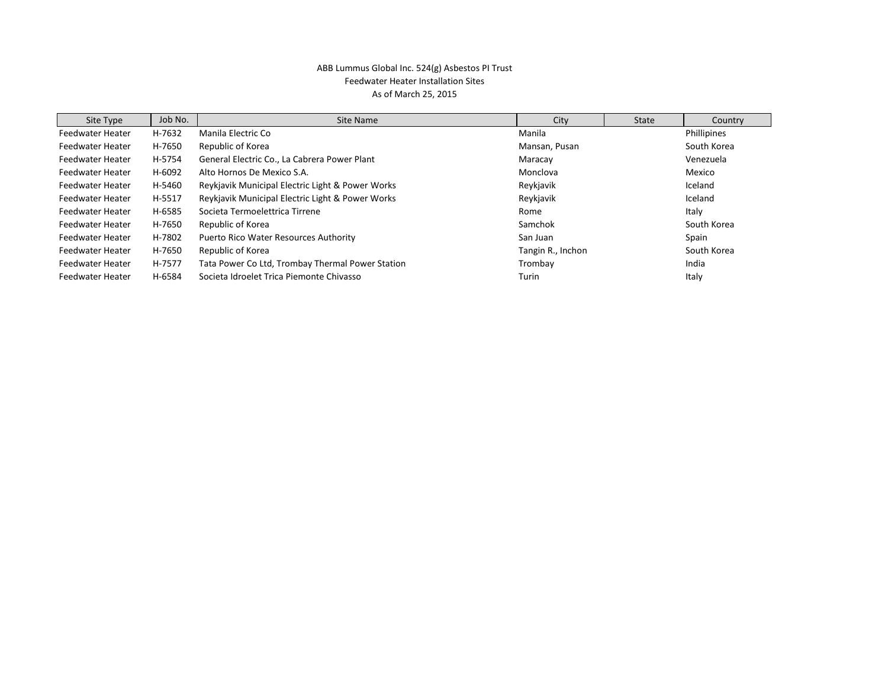ABB Lummus Global Inc. 524(g) Asbestos PI Trust
Feedwater Heater Installation Sites
As of March 25, 2015

| Site Type | Job No. | Site Name | City | State | Country |
|---|---|---|---|---|---|
| Feedwater Heater | H-7632 | Manila Electric Co | Manila | | Phillipines |
| Feedwater Heater | H-7650 | Republic of Korea | Mansan, Pusan | | South Korea |
| Feedwater Heater | H-5754 | General Electric Co., La Cabrera Power Plant | Maracay | | Venezuela |
| Feedwater Heater | H-6092 | Alto Hornos De Mexico S.A. | Monclova | | Mexico |
| Feedwater Heater | H-5460 | Reykjavik Municipal Electric Light & Power Works | Reykjavik | | Iceland |
| Feedwater Heater | H-5517 | Reykjavik Municipal Electric Light & Power Works | Reykjavik | | Iceland |
| Feedwater Heater | H-6585 | Societa Termoelettrica Tirrene | Rome | | Italy |
| Feedwater Heater | H-7650 | Republic of Korea | Samchok | | South Korea |
| Feedwater Heater | H-7802 | Puerto Rico Water Resources Authority | San Juan | | Spain |
| Feedwater Heater | H-7650 | Republic of Korea | Tangin R., Inchon | | South Korea |
| Feedwater Heater | H-7577 | Tata Power Co Ltd, Trombay Thermal Power Station | Trombay | | India |
| Feedwater Heater | H-6584 | Societa Idroelet Trica Piemonte Chivasso | Turin | | Italy |